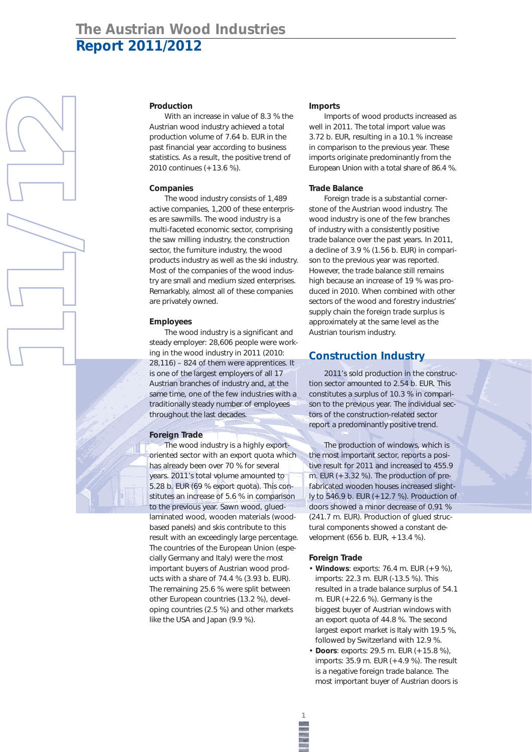# The Austrian Wood Industries
# Report 2011/2012

### Production

With an increase in value of 8.3 % the Austrian wood industry achieved a total production volume of 7.64 b. EUR in the past financial year according to business statistics. As a result, the positive trend of 2010 continues (+13.6 %).

### Companies

The wood industry consists of 1,489 active companies, 1,200 of these enterprises are sawmills. The wood industry is a multi-faceted economic sector, comprising the saw milling industry, the construction sector, the furniture industry, the wood products industry as well as the ski industry. Most of the companies of the wood industry are small and medium sized enterprises. Remarkably, almost all of these companies are privately owned.

### Employees

The wood industry is a significant and steady employer: 28,606 people were working in the wood industry in 2011 (2010: 28,116) – 824 of them were apprentices. It is one of the largest employers of all 17 Austrian branches of industry and, at the same time, one of the few industries with a traditionally steady number of employees throughout the last decades.

### Foreign Trade

The wood industry is a highly export-oriented sector with an export quota which has already been over 70 % for several years. 2011's total volume amounted to 5.28 b. EUR (69 % export quota). This constitutes an increase of 5.6 % in comparison to the previous year. Sawn wood, glued-laminated wood, wooden materials (wood-based panels) and skis contribute to this result with an exceedingly large percentage. The countries of the European Union (especially Germany and Italy) were the most important buyers of Austrian wood products with a share of 74.4 % (3.93 b. EUR). The remaining 25.6 % were split between other European countries (13.2 %), developing countries (2.5 %) and other markets like the USA and Japan (9.9 %).

### Imports

Imports of wood products increased as well in 2011. The total import value was 3.72 b. EUR, resulting in a 10.1 % increase in comparison to the previous year. These imports originate predominantly from the European Union with a total share of 86.4 %.

### Trade Balance

Foreign trade is a substantial cornerstone of the Austrian wood industry. The wood industry is one of the few branches of industry with a consistently positive trade balance over the past years. In 2011, a decline of 3.9 % (1.56 b. EUR) in comparison to the previous year was reported. However, the trade balance still remains high because an increase of 19 % was produced in 2010. When combined with other sectors of the wood and forestry industries' supply chain the foreign trade surplus is approximately at the same level as the Austrian tourism industry.

## Construction Industry

2011's sold production in the construction sector amounted to 2.54 b. EUR. This constitutes a surplus of 10.3 % in comparison to the previous year. The individual sectors of the construction-related sector report a predominantly positive trend.

The production of windows, which is the most important sector, reports a positive result for 2011 and increased to 455.9 m. EUR (+3.32 %). The production of prefabricated wooden houses increased slightly to 546.9 b. EUR (+12.7 %). Production of doors showed a minor decrease of 0.91 % (241.7 m. EUR). Production of glued structural components showed a constant development (656 b. EUR, +13.4 %).

### Foreign Trade

- **Windows**: exports: 76.4 m. EUR (+9 %), imports: 22.3 m. EUR (-13.5 %). This resulted in a trade balance surplus of 54.1 m. EUR (+22.6 %). Germany is the biggest buyer of Austrian windows with an export quota of 44.8 %. The second largest export market is Italy with 19.5 %, followed by Switzerland with 12.9 %.
- **Doors**: exports: 29.5 m. EUR (+15.8 %), imports: 35.9 m. EUR (+4.9 %). The result is a negative foreign trade balance. The most important buyer of Austrian doors is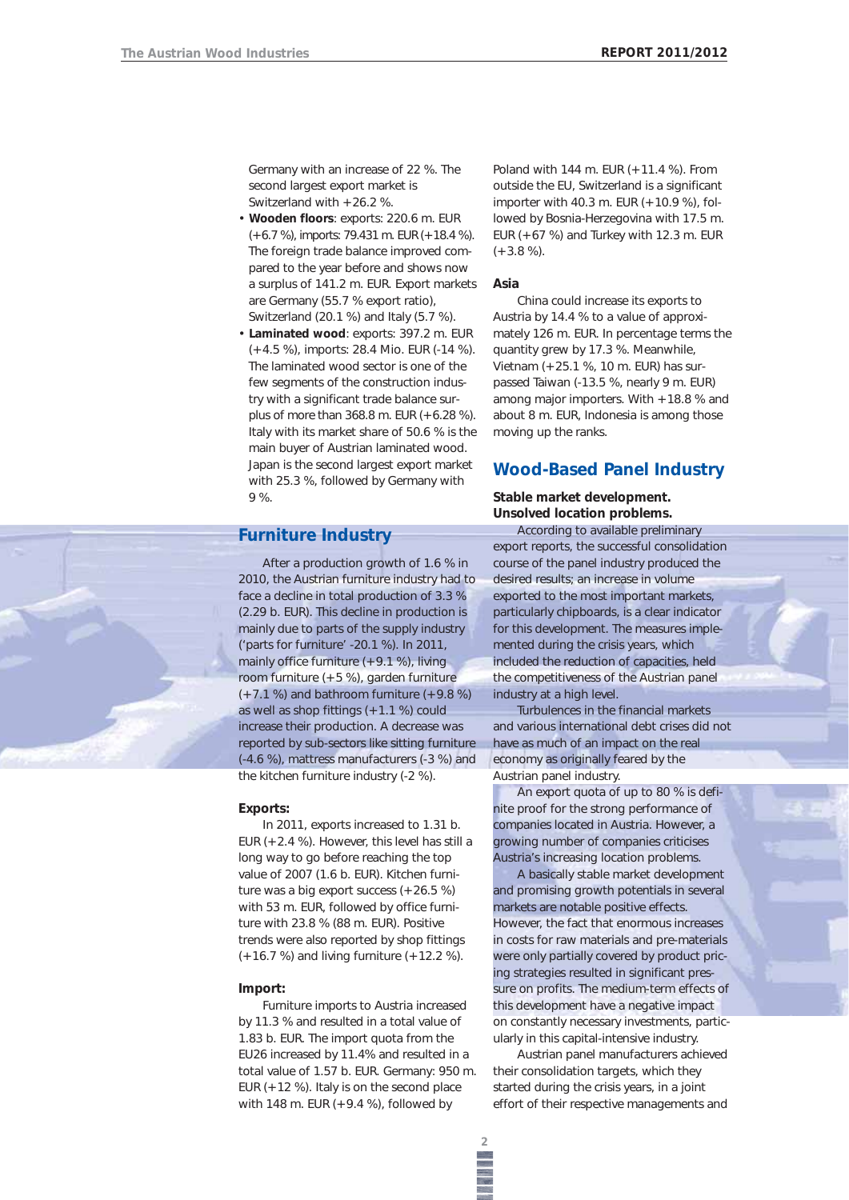Germany with an increase of 22 %. The second largest export market is Switzerland with +26.2 %.

- **Wooden floors**: exports: 220.6 m. EUR (+6.7 %), imports: 79.431 m. EUR (+18.4 %). The foreign trade balance improved compared to the year before and shows now a surplus of 141.2 m. EUR. Export markets are Germany (55.7 % export ratio), Switzerland (20.1 %) and Italy (5.7 %).
- **Laminated wood**: exports: 397.2 m. EUR (+4.5 %), imports: 28.4 Mio. EUR (-14 %). The laminated wood sector is one of the few segments of the construction industry with a significant trade balance surplus of more than 368.8 m. EUR (+6.28 %). Italy with its market share of 50.6 % is the main buyer of Austrian laminated wood. Japan is the second largest export market with 25.3 %, followed by Germany with 9 %.

## Furniture Industry

After a production growth of 1.6 % in 2010, the Austrian furniture industry had to face a decline in total production of 3.3 % (2.29 b. EUR). This decline in production is mainly due to parts of the supply industry ('parts for furniture' -20.1 %). In 2011, mainly office furniture (+9.1 %), living room furniture (+5 %), garden furniture (+7.1 %) and bathroom furniture (+9.8 %) as well as shop fittings (+1.1 %) could increase their production. A decrease was reported by sub-sectors like sitting furniture (-4.6 %), mattress manufacturers (-3 %) and the kitchen furniture industry (-2 %).

### Exports:

In 2011, exports increased to 1.31 b. EUR (+2.4 %). However, this level has still a long way to go before reaching the top value of 2007 (1.6 b. EUR). Kitchen furniture was a big export success (+26.5 %) with 53 m. EUR, followed by office furniture with 23.8 % (88 m. EUR). Positive trends were also reported by shop fittings (+16.7 %) and living furniture (+12.2 %).

### Import:

Furniture imports to Austria increased by 11.3 % and resulted in a total value of 1.83 b. EUR. The import quota from the EU26 increased by 11.4% and resulted in a total value of 1.57 b. EUR. Germany: 950 m. EUR (+12 %). Italy is on the second place with 148 m. EUR (+9.4 %), followed by Poland with 144 m. EUR (+11.4 %). From outside the EU, Switzerland is a significant importer with 40.3 m. EUR (+10.9 %), followed by Bosnia-Herzegovina with 17.5 m. EUR (+67 %) and Turkey with 12.3 m. EUR (+3.8 %).

### Asia

China could increase its exports to Austria by 14.4 % to a value of approximately 126 m. EUR. In percentage terms the quantity grew by 17.3 %. Meanwhile, Vietnam (+25.1 %, 10 m. EUR) has surpassed Taiwan (-13.5 %, nearly 9 m. EUR) among major importers. With +18.8 % and about 8 m. EUR, Indonesia is among those moving up the ranks.

## Wood-Based Panel Industry

**Stable market development. Unsolved location problems.**

According to available preliminary export reports, the successful consolidation course of the panel industry produced the desired results; an increase in volume exported to the most important markets, particularly chipboards, is a clear indicator for this development. The measures implemented during the crisis years, which included the reduction of capacities, held the competitiveness of the Austrian panel industry at a high level.

Turbulences in the financial markets and various international debt crises did not have as much of an impact on the real economy as originally feared by the Austrian panel industry.

An export quota of up to 80 % is definite proof for the strong performance of companies located in Austria. However, a growing number of companies criticises Austria's increasing location problems.

A basically stable market development and promising growth potentials in several markets are notable positive effects. However, the fact that enormous increases in costs for raw materials and pre-materials were only partially covered by product pricing strategies resulted in significant pressure on profits. The medium-term effects of this development have a negative impact on constantly necessary investments, particularly in this capital-intensive industry.

Austrian panel manufacturers achieved their consolidation targets, which they started during the crisis years, in a joint effort of their respective managements and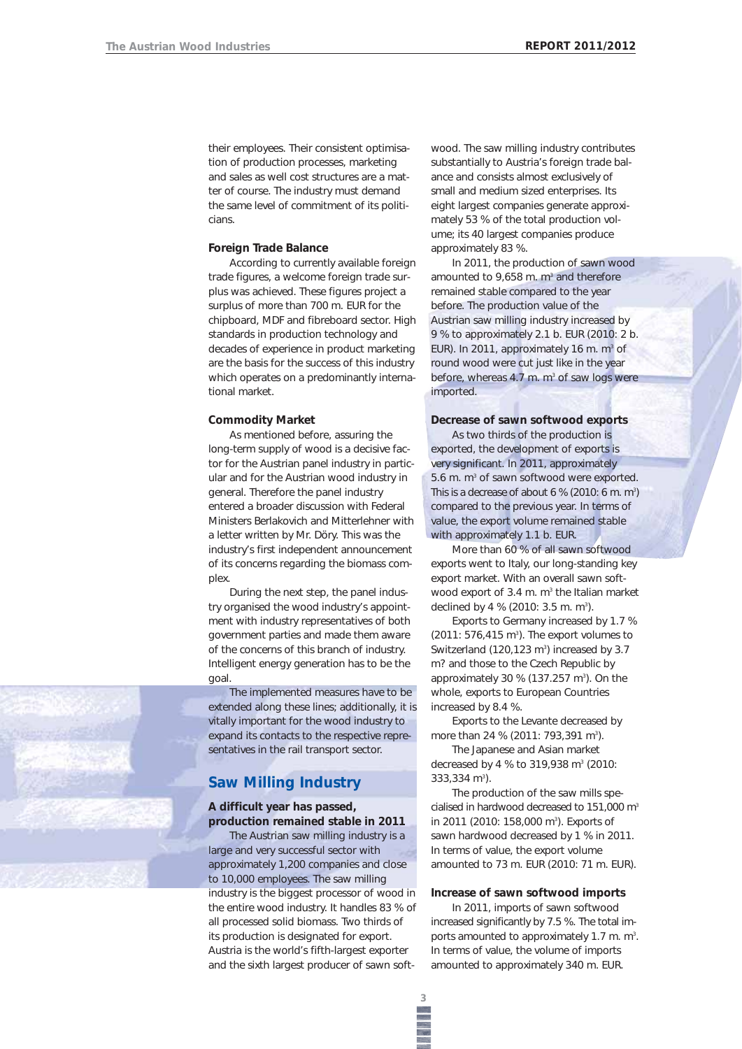their employees. Their consistent optimisation of production processes, marketing and sales as well cost structures are a matter of course. The industry must demand the same level of commitment of its politicians.

### Foreign Trade Balance

According to currently available foreign trade figures, a welcome foreign trade surplus was achieved. These figures project a surplus of more than 700 m. EUR for the chipboard, MDF and fibreboard sector. High standards in production technology and decades of experience in product marketing are the basis for the success of this industry which operates on a predominantly international market.

### Commodity Market

As mentioned before, assuring the long-term supply of wood is a decisive factor for the Austrian panel industry in particular and for the Austrian wood industry in general. Therefore the panel industry entered a broader discussion with Federal Ministers Berlakovich and Mitterlehner with a letter written by Mr. Döry. This was the industry's first independent announcement of its concerns regarding the biomass complex.

During the next step, the panel industry organised the wood industry's appointment with industry representatives of both government parties and made them aware of the concerns of this branch of industry. Intelligent energy generation has to be the goal.

The implemented measures have to be extended along these lines; additionally, it is vitally important for the wood industry to expand its contacts to the respective representatives in the rail transport sector.

## Saw Milling Industry

### A difficult year has passed, production remained stable in 2011

The Austrian saw milling industry is a large and very successful sector with approximately 1,200 companies and close to 10,000 employees. The saw milling industry is the biggest processor of wood in the entire wood industry. It handles 83 % of all processed solid biomass. Two thirds of its production is designated for export. Austria is the world's fifth-largest exporter and the sixth largest producer of sawn softwood. The saw milling industry contributes substantially to Austria's foreign trade balance and consists almost exclusively of small and medium sized enterprises. Its eight largest companies generate approximately 53 % of the total production volume; its 40 largest companies produce approximately 83 %.

In 2011, the production of sawn wood amounted to 9,658 m. m³ and therefore remained stable compared to the year before. The production value of the Austrian saw milling industry increased by 9 % to approximately 2.1 b. EUR (2010: 2 b. EUR). In 2011, approximately 16 m. m³ of round wood were cut just like in the year before, whereas 4.7 m. m³ of saw logs were imported.

### Decrease of sawn softwood exports

As two thirds of the production is exported, the development of exports is very significant. In 2011, approximately 5.6 m. m³ of sawn softwood were exported. This is a decrease of about 6 % (2010: 6 m. m³) compared to the previous year. In terms of value, the export volume remained stable with approximately 1.1 b. EUR.

More than 60 % of all sawn softwood exports went to Italy, our long-standing key export market. With an overall sawn softwood export of 3.4 m. m³ the Italian market declined by 4 % (2010: 3.5 m. m³).

Exports to Germany increased by 1.7 % (2011: 576,415 m³). The export volumes to Switzerland (120,123 m³) increased by 3.7 m? and those to the Czech Republic by approximately 30 % (137.257 m³). On the whole, exports to European Countries increased by 8.4 %.

Exports to the Levante decreased by more than 24 % (2011: 793,391 m³).

The Japanese and Asian market decreased by 4 % to 319,938 m³ (2010: 333,334 m³).

The production of the saw mills specialised in hardwood decreased to 151,000 m³ in 2011 (2010: 158,000 m³). Exports of sawn hardwood decreased by 1 % in 2011. In terms of value, the export volume amounted to 73 m. EUR (2010: 71 m. EUR).

### Increase of sawn softwood imports

In 2011, imports of sawn softwood increased significantly by 7.5 %. The total imports amounted to approximately 1.7 m. m³. In terms of value, the volume of imports amounted to approximately 340 m. EUR.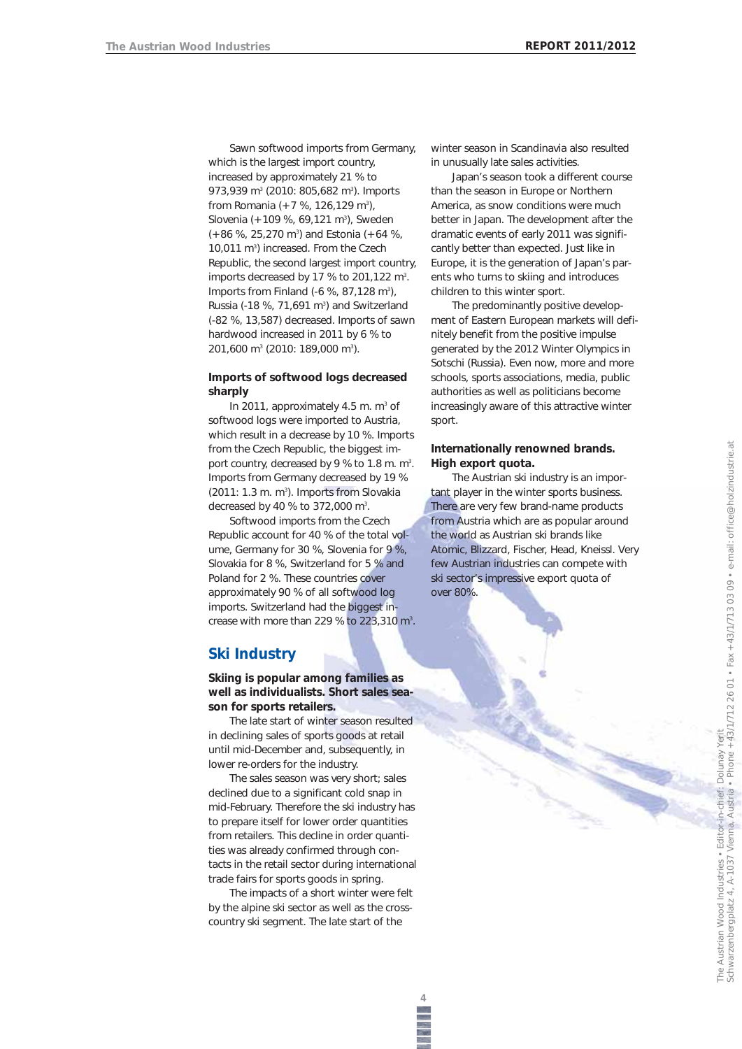Sawn softwood imports from Germany, which is the largest import country, increased by approximately 21 % to 973,939 m³ (2010: 805,682 m³). Imports from Romania (+7 %, 126,129 m³), Slovenia (+109 %, 69,121 m³), Sweden (+86 %, 25,270 m³) and Estonia (+64 %, 10,011 m³) increased. From the Czech Republic, the second largest import country, imports decreased by 17 % to 201,122 m³. Imports from Finland (-6 %, 87,128 m³), Russia (-18 %, 71,691 m³) and Switzerland (-82 %, 13,587) decreased. Imports of sawn hardwood increased in 2011 by 6 % to 201,600 m³ (2010: 189,000 m³).

**Imports of softwood logs decreased sharply**

In 2011, approximately 4.5 m. m³ of softwood logs were imported to Austria, which result in a decrease by 10 %. Imports from the Czech Republic, the biggest import country, decreased by 9 % to 1.8 m. m³. Imports from Germany decreased by 19 % (2011: 1.3 m. m³). Imports from Slovakia decreased by 40 % to 372,000 m³.

Softwood imports from the Czech Republic account for 40 % of the total volume, Germany for 30 %, Slovenia for 9 %, Slovakia for 8 %, Switzerland for 5 % and Poland for 2 %. These countries cover approximately 90 % of all softwood log imports. Switzerland had the biggest increase with more than 229 % to 223,310 m³.

## Ski Industry

**Skiing is popular among families as well as individualists. Short sales season for sports retailers.**

The late start of winter season resulted in declining sales of sports goods at retail until mid-December and, subsequently, in lower re-orders for the industry.

The sales season was very short; sales declined due to a significant cold snap in mid-February. Therefore the ski industry has to prepare itself for lower order quantities from retailers. This decline in order quantities was already confirmed through contacts in the retail sector during international trade fairs for sports goods in spring.

The impacts of a short winter were felt by the alpine ski sector as well as the cross-country ski segment. The late start of the winter season in Scandinavia also resulted in unusually late sales activities.

Japan's season took a different course than the season in Europe or Northern America, as snow conditions were much better in Japan. The development after the dramatic events of early 2011 was significantly better than expected. Just like in Europe, it is the generation of Japan's parents who turns to skiing and introduces children to this winter sport.

The predominantly positive development of Eastern European markets will definitely benefit from the positive impulse generated by the 2012 Winter Olympics in Sotschi (Russia). Even now, more and more schools, sports associations, media, public authorities as well as politicians become increasingly aware of this attractive winter sport.

**Internationally renowned brands. High export quota.**

The Austrian ski industry is an important player in the winter sports business. There are very few brand-name products from Austria which are as popular around the world as Austrian ski brands like Atomic, Blizzard, Fischer, Head, Kneissl. Very few Austrian industries can compete with ski sector's impressive export quota of over 80%.